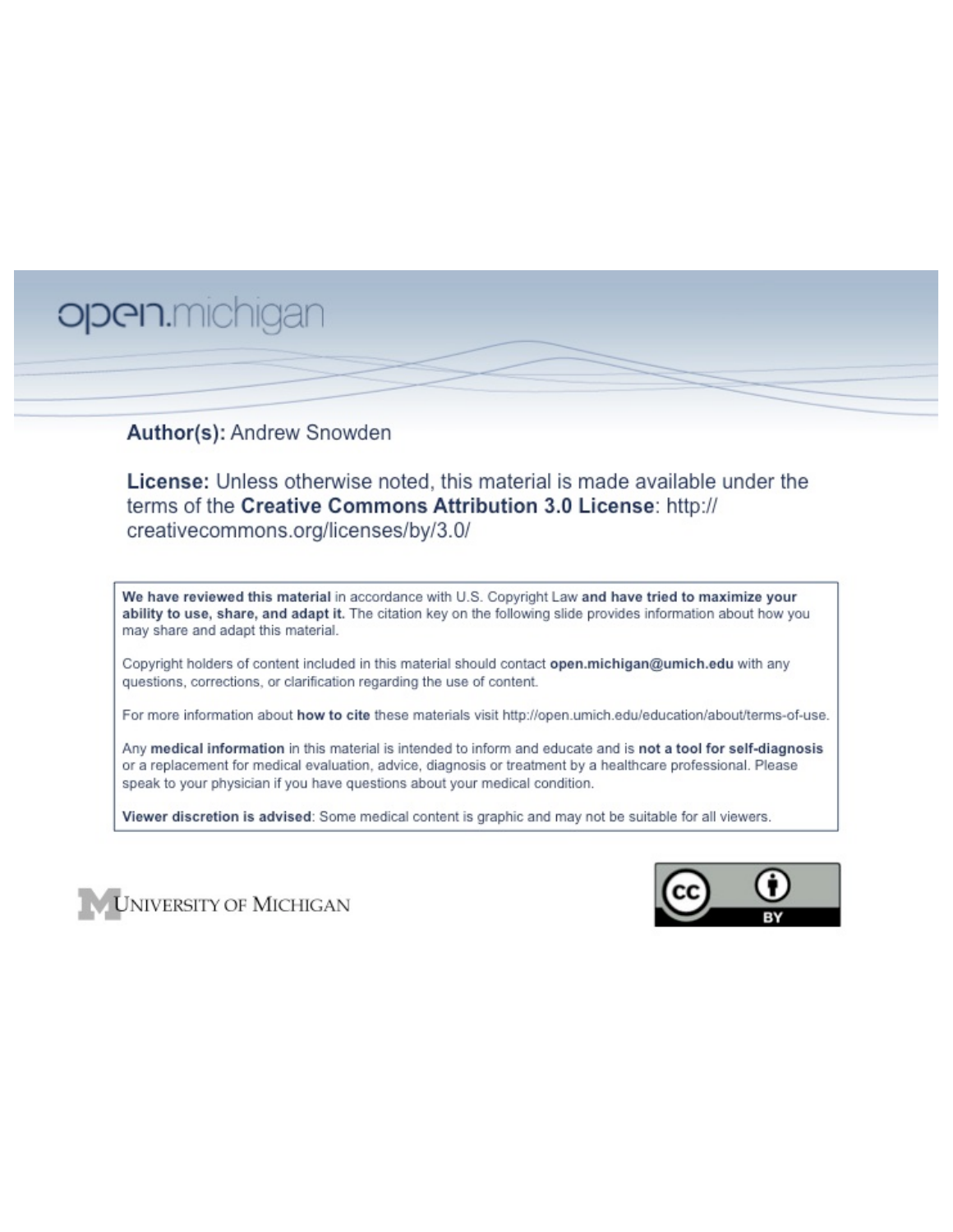open.michigan

**Author(s):** Andrew Snowden

**License:** Unless otherwise noted, this material is made available under the terms of the **Creative Commons Attribution 3.0 License**: http://creativecommons.org/licenses/by/3.0/

**We have reviewed this material** in accordance with U.S. Copyright Law **and have tried to maximize your ability to use, share, and adapt it.** The citation key on the following slide provides information about how you may share and adapt this material.

Copyright holders of content included in this material should contact **open.michigan@umich.edu** with any questions, corrections, or clarification regarding the use of content.

For more information about **how to cite** these materials visit http://open.umich.edu/education/about/terms-of-use.

Any **medical information** in this material is intended to inform and educate and is **not a tool for self-diagnosis** or a replacement for medical evaluation, advice, diagnosis or treatment by a healthcare professional. Please speak to your physician if you have questions about your medical condition.

**Viewer discretion is advised**: Some medical content is graphic and may not be suitable for all viewers.

University of Michigan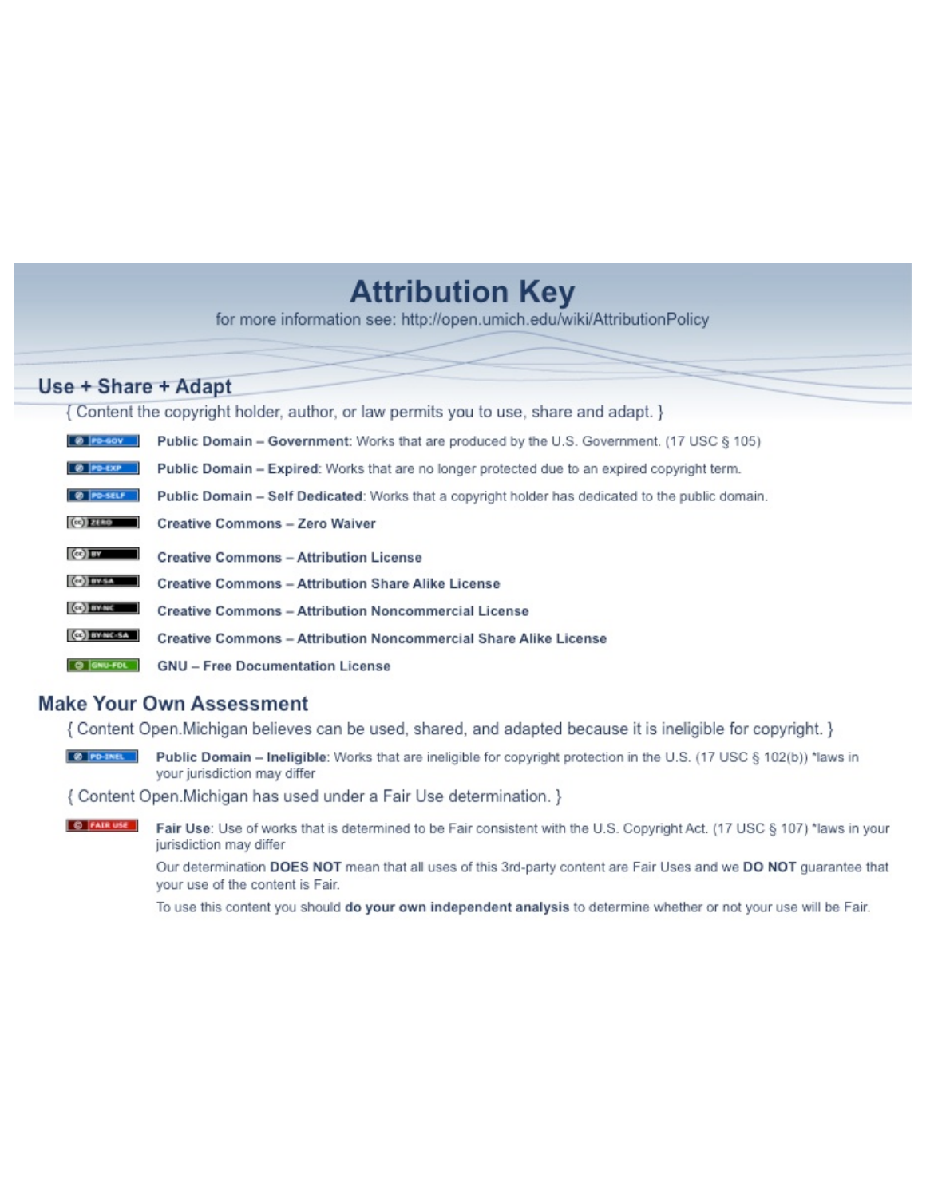# Attribution Key

for more information see: http://open.umich.edu/wiki/AttributionPolicy

## Use + Share + Adapt

{ Content the copyright holder, author, or law permits you to use, share and adapt. }

- PD-GOV — **Public Domain – Government**: Works that are produced by the U.S. Government. (17 USC § 105)
- PD-EXP — **Public Domain – Expired**: Works that are no longer protected due to an expired copyright term.
- PD-SELF — **Public Domain – Self Dedicated**: Works that a copyright holder has dedicated to the public domain.
- ZERO — **Creative Commons – Zero Waiver**
- BY — **Creative Commons – Attribution License**
- BY-SA — **Creative Commons – Attribution Share Alike License**
- BY-NC — **Creative Commons – Attribution Noncommercial License**
- BY-NC-SA — **Creative Commons – Attribution Noncommercial Share Alike License**
- GNU-FDL — **GNU – Free Documentation License**

## Make Your Own Assessment

{ Content Open.Michigan believes can be used, shared, and adapted because it is ineligible for copyright. }

- PD-INEL — **Public Domain – Ineligible**: Works that are ineligible for copyright protection in the U.S. (17 USC § 102(b)) *laws in your jurisdiction may differ

{ Content Open.Michigan has used under a Fair Use determination. }

- FAIR USE — **Fair Use**: Use of works that is determined to be Fair consistent with the U.S. Copyright Act. (17 USC § 107) *laws in your jurisdiction may differ

  Our determination **DOES NOT** mean that all uses of this 3rd-party content are Fair Uses and we **DO NOT** guarantee that your use of the content is Fair.

  To use this content you should **do your own independent analysis** to determine whether or not your use will be Fair.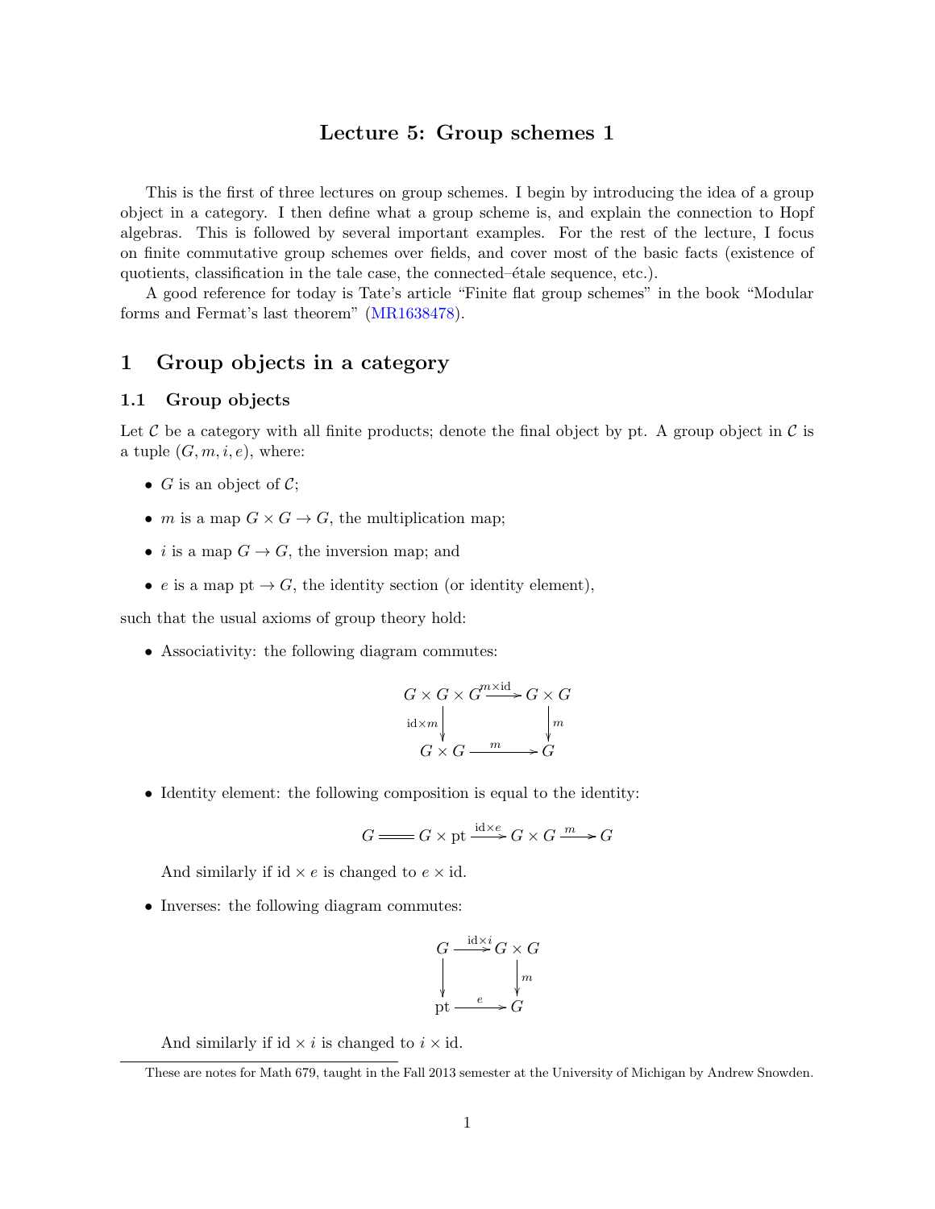# Lecture 5: Group schemes 1

This is the first of three lectures on group schemes. I begin by introducing the idea of a group object in a category. I then define what a group scheme is, and explain the connection to Hopf algebras. This is followed by several important examples. For the rest of the lecture, I focus on finite commutative group schemes over fields, and cover most of the basic facts (existence of quotients, classification in the tale case, the connected–étale sequence, etc.).

A good reference for today is Tate's article "Finite flat group schemes" in the book "Modular forms and Fermat's last theorem" (MR1638478).

## 1 Group objects in a category

### 1.1 Group objects

Let $\mathcal{C}$ be a category with all finite products; denote the final object by pt. A group object in $\mathcal{C}$ is a tuple $(G, m, i, e)$, where:

- $G$ is an object of $\mathcal{C}$;
- $m$ is a map $G \times G \to G$, the multiplication map;
- $i$ is a map $G \to G$, the inversion map; and
- $e$ is a map $\mathrm{pt} \to G$, the identity section (or identity element),

such that the usual axioms of group theory hold:

- Associativity: the following diagram commutes:

$$\begin{array}{ccc} G \times G \times G & \xrightarrow{m \times \mathrm{id}} & G \times G \\ {\scriptstyle \mathrm{id} \times m}\downarrow & & \downarrow{\scriptstyle m} \\ G \times G & \xrightarrow{m} & G \end{array}$$

- Identity element: the following composition is equal to the identity:

$$G = G \times \mathrm{pt} \xrightarrow{\mathrm{id} \times e} G \times G \xrightarrow{m} G$$

  And similarly if $\mathrm{id} \times e$ is changed to $e \times \mathrm{id}$.

- Inverses: the following diagram commutes:

$$\begin{array}{ccc} G & \xrightarrow{\mathrm{id} \times i} & G \times G \\ \downarrow & & \downarrow{\scriptstyle m} \\ \mathrm{pt} & \xrightarrow{e} & G \end{array}$$

  And similarly if $\mathrm{id} \times i$ is changed to $i \times \mathrm{id}$.

These are notes for Math 679, taught in the Fall 2013 semester at the University of Michigan by Andrew Snowden.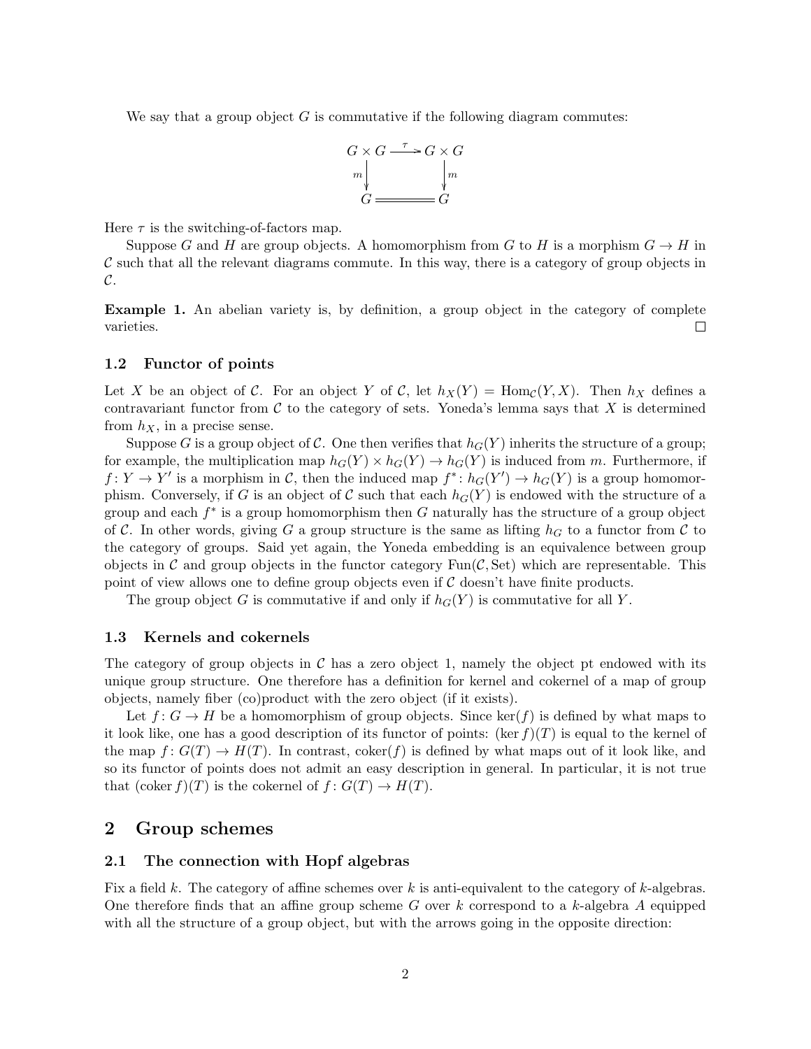We say that a group object $G$ is commutative if the following diagram commutes:

$$\begin{array}{ccc} G \times G & \xrightarrow{\tau} & G \times G \\ \downarrow m & & \downarrow m \\ G & = & G \end{array}$$

Here $\tau$ is the switching-of-factors map.

Suppose $G$ and $H$ are group objects. A homomorphism from $G$ to $H$ is a morphism $G \to H$ in $\mathcal{C}$ such that all the relevant diagrams commute. In this way, there is a category of group objects in $\mathcal{C}$.

**Example 1.** An abelian variety is, by definition, a group object in the category of complete varieties. □

### 1.2 Functor of points

Let $X$ be an object of $\mathcal{C}$. For an object $Y$ of $\mathcal{C}$, let $h_X(Y) = \mathrm{Hom}_{\mathcal{C}}(Y, X)$. Then $h_X$ defines a contravariant functor from $\mathcal{C}$ to the category of sets. Yoneda's lemma says that $X$ is determined from $h_X$, in a precise sense.

Suppose $G$ is a group object of $\mathcal{C}$. One then verifies that $h_G(Y)$ inherits the structure of a group; for example, the multiplication map $h_G(Y) \times h_G(Y) \to h_G(Y)$ is induced from $m$. Furthermore, if $f \colon Y \to Y'$ is a morphism in $\mathcal{C}$, then the induced map $f^* \colon h_G(Y') \to h_G(Y)$ is a group homomorphism. Conversely, if $G$ is an object of $\mathcal{C}$ such that each $h_G(Y)$ is endowed with the structure of a group and each $f^*$ is a group homomorphism then $G$ naturally has the structure of a group object of $\mathcal{C}$. In other words, giving $G$ a group structure is the same as lifting $h_G$ to a functor from $\mathcal{C}$ to the category of groups. Said yet again, the Yoneda embedding is an equivalence between group objects in $\mathcal{C}$ and group objects in the functor category $\mathrm{Fun}(\mathcal{C}, \mathrm{Set})$ which are representable. This point of view allows one to define group objects even if $\mathcal{C}$ doesn't have finite products.

The group object $G$ is commutative if and only if $h_G(Y)$ is commutative for all $Y$.

### 1.3 Kernels and cokernels

The category of group objects in $\mathcal{C}$ has a zero object 1, namely the object pt endowed with its unique group structure. One therefore has a definition for kernel and cokernel of a map of group objects, namely fiber (co)product with the zero object (if it exists).

Let $f \colon G \to H$ be a homomorphism of group objects. Since $\ker(f)$ is defined by what maps to it look like, one has a good description of its functor of points: $(\ker f)(T)$ is equal to the kernel of the map $f \colon G(T) \to H(T)$. In contrast, $\mathrm{coker}(f)$ is defined by what maps out of it look like, and so its functor of points does not admit an easy description in general. In particular, it is not true that $(\mathrm{coker}\, f)(T)$ is the cokernel of $f \colon G(T) \to H(T)$.

## 2 Group schemes

### 2.1 The connection with Hopf algebras

Fix a field $k$. The category of affine schemes over $k$ is anti-equivalent to the category of $k$-algebras. One therefore finds that an affine group scheme $G$ over $k$ correspond to a $k$-algebra $A$ equipped with all the structure of a group object, but with the arrows going in the opposite direction: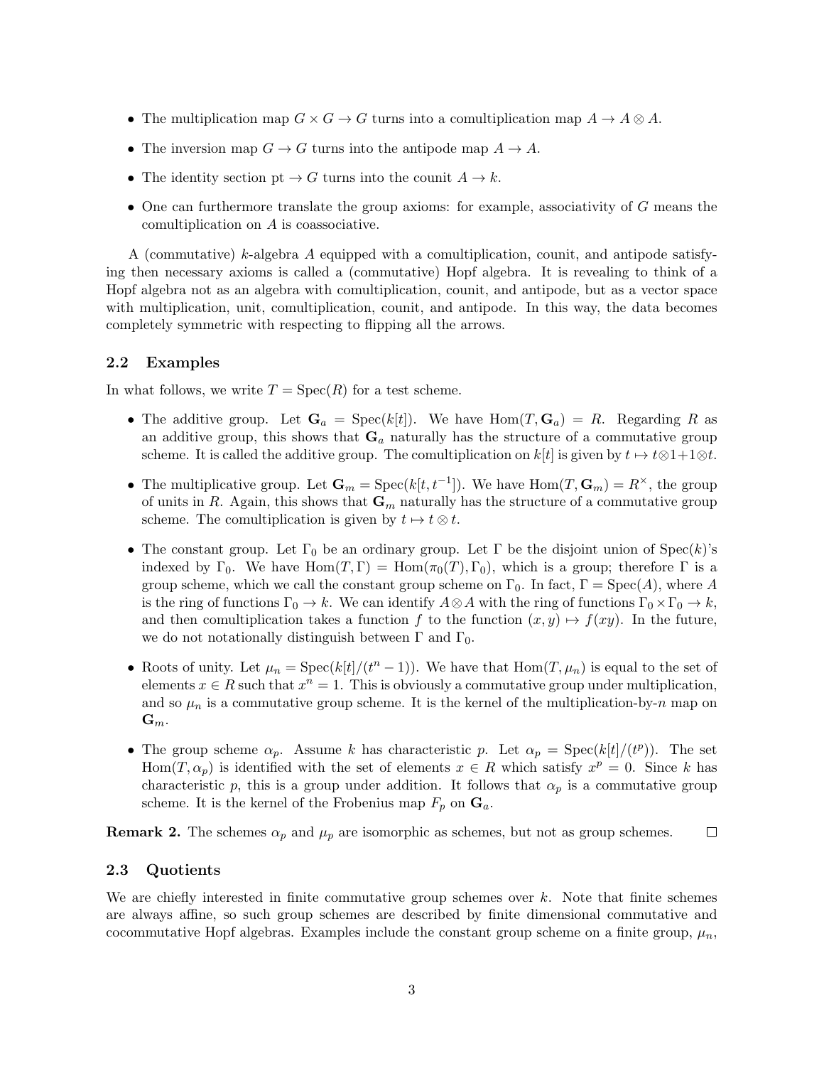- The multiplication map $G \times G \to G$ turns into a comultiplication map $A \to A \otimes A$.
- The inversion map $G \to G$ turns into the antipode map $A \to A$.
- The identity section $\mathrm{pt} \to G$ turns into the counit $A \to k$.
- One can furthermore translate the group axioms: for example, associativity of $G$ means the comultiplication on $A$ is coassociative.

A (commutative) $k$-algebra $A$ equipped with a comultiplication, counit, and antipode satisfying then necessary axioms is called a (commutative) Hopf algebra. It is revealing to think of a Hopf algebra not as an algebra with comultiplication, counit, and antipode, but as a vector space with multiplication, unit, comultiplication, counit, and antipode. In this way, the data becomes completely symmetric with respecting to flipping all the arrows.

### 2.2 Examples

In what follows, we write $T = \mathrm{Spec}(R)$ for a test scheme.

- The additive group. Let $\mathbf{G}_a = \mathrm{Spec}(k[t])$. We have $\mathrm{Hom}(T, \mathbf{G}_a) = R$. Regarding $R$ as an additive group, this shows that $\mathbf{G}_a$ naturally has the structure of a commutative group scheme. It is called the additive group. The comultiplication on $k[t]$ is given by $t \mapsto t \otimes 1 + 1 \otimes t$.
- The multiplicative group. Let $\mathbf{G}_m = \mathrm{Spec}(k[t, t^{-1}])$. We have $\mathrm{Hom}(T, \mathbf{G}_m) = R^\times$, the group of units in $R$. Again, this shows that $\mathbf{G}_m$ naturally has the structure of a commutative group scheme. The comultiplication is given by $t \mapsto t \otimes t$.
- The constant group. Let $\Gamma_0$ be an ordinary group. Let $\Gamma$ be the disjoint union of $\mathrm{Spec}(k)$'s indexed by $\Gamma_0$. We have $\mathrm{Hom}(T, \Gamma) = \mathrm{Hom}(\pi_0(T), \Gamma_0)$, which is a group; therefore $\Gamma$ is a group scheme, which we call the constant group scheme on $\Gamma_0$. In fact, $\Gamma = \mathrm{Spec}(A)$, where $A$ is the ring of functions $\Gamma_0 \to k$. We can identify $A \otimes A$ with the ring of functions $\Gamma_0 \times \Gamma_0 \to k$, and then comultiplication takes a function $f$ to the function $(x, y) \mapsto f(xy)$. In the future, we do not notationally distinguish between $\Gamma$ and $\Gamma_0$.
- Roots of unity. Let $\mu_n = \mathrm{Spec}(k[t]/(t^n - 1))$. We have that $\mathrm{Hom}(T, \mu_n)$ is equal to the set of elements $x \in R$ such that $x^n = 1$. This is obviously a commutative group under multiplication, and so $\mu_n$ is a commutative group scheme. It is the kernel of the multiplication-by-$n$ map on $\mathbf{G}_m$.
- The group scheme $\alpha_p$. Assume $k$ has characteristic $p$. Let $\alpha_p = \mathrm{Spec}(k[t]/(t^p))$. The set $\mathrm{Hom}(T, \alpha_p)$ is identified with the set of elements $x \in R$ which satisfy $x^p = 0$. Since $k$ has characteristic $p$, this is a group under addition. It follows that $\alpha_p$ is a commutative group scheme. It is the kernel of the Frobenius map $F_p$ on $\mathbf{G}_a$.

**Remark 2.** The schemes $\alpha_p$ and $\mu_p$ are isomorphic as schemes, but not as group schemes. □

### 2.3 Quotients

We are chiefly interested in finite commutative group schemes over $k$. Note that finite schemes are always affine, so such group schemes are described by finite dimensional commutative and cocommutative Hopf algebras. Examples include the constant group scheme on a finite group, $\mu_n$,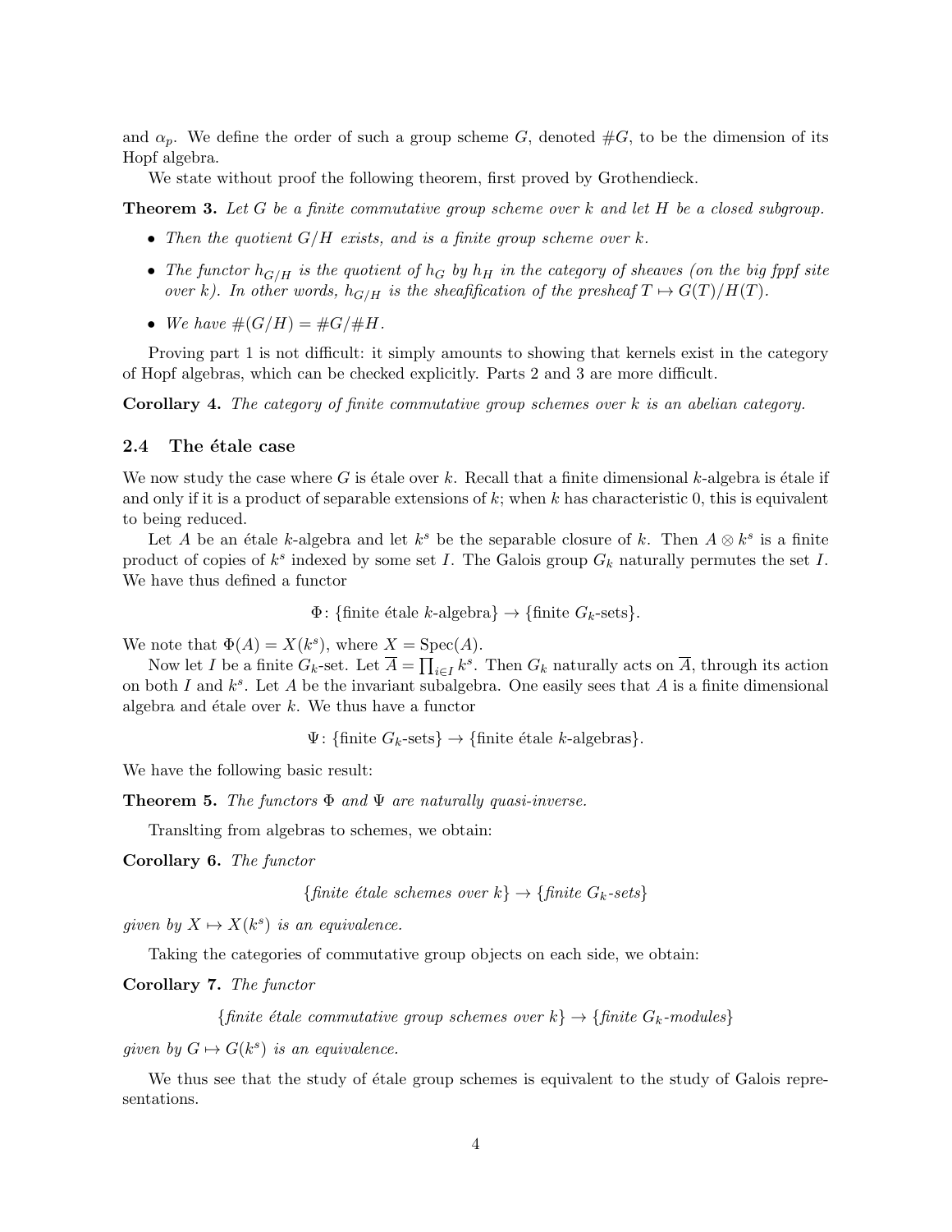and $\alpha_p$. We define the order of such a group scheme $G$, denoted $\#G$, to be the dimension of its Hopf algebra.

We state without proof the following theorem, first proved by Grothendieck.

**Theorem 3.** *Let $G$ be a finite commutative group scheme over $k$ and let $H$ be a closed subgroup.*

- *Then the quotient $G/H$ exists, and is a finite group scheme over $k$.*
- *The functor $h_{G/H}$ is the quotient of $h_G$ by $h_H$ in the category of sheaves (on the big fppf site over $k$). In other words, $h_{G/H}$ is the sheafification of the presheaf $T \mapsto G(T)/H(T)$.*
- *We have $\#(G/H) = \#G/\#H$.*

Proving part 1 is not difficult: it simply amounts to showing that kernels exist in the category of Hopf algebras, which can be checked explicitly. Parts 2 and 3 are more difficult.

**Corollary 4.** *The category of finite commutative group schemes over $k$ is an abelian category.*

### 2.4 The étale case

We now study the case where $G$ is étale over $k$. Recall that a finite dimensional $k$-algebra is étale if and only if it is a product of separable extensions of $k$; when $k$ has characteristic 0, this is equivalent to being reduced.

Let $A$ be an étale $k$-algebra and let $k^s$ be the separable closure of $k$. Then $A \otimes k^s$ is a finite product of copies of $k^s$ indexed by some set $I$. The Galois group $G_k$ naturally permutes the set $I$. We have thus defined a functor

$$\Phi \colon \{\text{finite étale } k\text{-algebra}\} \to \{\text{finite } G_k\text{-sets}\}.$$

We note that $\Phi(A) = X(k^s)$, where $X = \operatorname{Spec}(A)$.

Now let $I$ be a finite $G_k$-set. Let $\overline{A} = \prod_{i \in I} k^s$. Then $G_k$ naturally acts on $\overline{A}$, through its action on both $I$ and $k^s$. Let $A$ be the invariant subalgebra. One easily sees that $A$ is a finite dimensional algebra and étale over $k$. We thus have a functor

$$\Psi \colon \{\text{finite } G_k\text{-sets}\} \to \{\text{finite étale } k\text{-algebras}\}.$$

We have the following basic result:

**Theorem 5.** *The functors $\Phi$ and $\Psi$ are naturally quasi-inverse.*

Translting from algebras to schemes, we obtain:

**Corollary 6.** *The functor*

$$\{\textit{finite étale schemes over } k\} \to \{\textit{finite } G_k\textit{-sets}\}$$

*given by $X \mapsto X(k^s)$ is an equivalence.*

Taking the categories of commutative group objects on each side, we obtain:

**Corollary 7.** *The functor*

$$\{\textit{finite étale commutative group schemes over } k\} \to \{\textit{finite } G_k\textit{-modules}\}$$

*given by $G \mapsto G(k^s)$ is an equivalence.*

We thus see that the study of étale group schemes is equivalent to the study of Galois representations.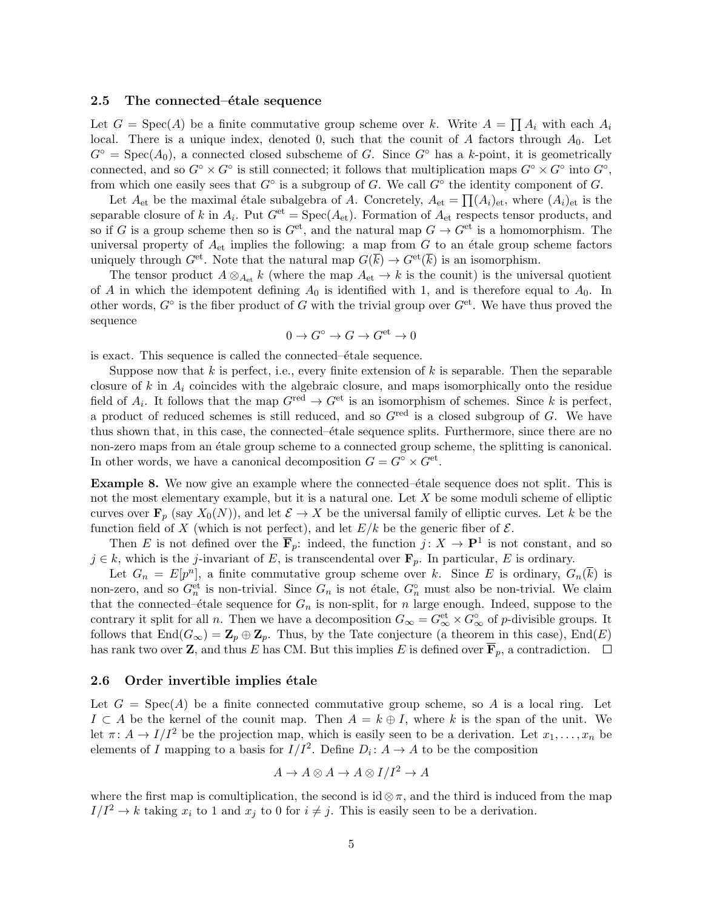### 2.5 The connected–étale sequence

Let $G = \mathrm{Spec}(A)$ be a finite commutative group scheme over $k$. Write $A = \prod A_i$ with each $A_i$ local. There is a unique index, denoted 0, such that the counit of $A$ factors through $A_0$. Let $G^\circ = \mathrm{Spec}(A_0)$, a connected closed subscheme of $G$. Since $G^\circ$ has a $k$-point, it is geometrically connected, and so $G^\circ \times G^\circ$ is still connected; it follows that multiplication maps $G^\circ \times G^\circ$ into $G^\circ$, from which one easily sees that $G^\circ$ is a subgroup of $G$. We call $G^\circ$ the identity component of $G$.

Let $A_{\mathrm{et}}$ be the maximal étale subalgebra of $A$. Concretely, $A_{\mathrm{et}} = \prod (A_i)_{\mathrm{et}}$, where $(A_i)_{\mathrm{et}}$ is the separable closure of $k$ in $A_i$. Put $G^{\mathrm{et}} = \mathrm{Spec}(A_{\mathrm{et}})$. Formation of $A_{\mathrm{et}}$ respects tensor products, and so if $G$ is a group scheme then so is $G^{\mathrm{et}}$, and the natural map $G \to G^{\mathrm{et}}$ is a homomorphism. The universal property of $A_{\mathrm{et}}$ implies the following: a map from $G$ to an étale group scheme factors uniquely through $G^{\mathrm{et}}$. Note that the natural map $G(\overline{k}) \to G^{\mathrm{et}}(\overline{k})$ is an isomorphism.

The tensor product $A \otimes_{A_{\mathrm{et}}} k$ (where the map $A_{\mathrm{et}} \to k$ is the counit) is the universal quotient of $A$ in which the idempotent defining $A_0$ is identified with 1, and is therefore equal to $A_0$. In other words, $G^\circ$ is the fiber product of $G$ with the trivial group over $G^{\mathrm{et}}$. We have thus proved the sequence

$$0 \to G^\circ \to G \to G^{\mathrm{et}} \to 0$$

is exact. This sequence is called the connected–étale sequence.

Suppose now that $k$ is perfect, i.e., every finite extension of $k$ is separable. Then the separable closure of $k$ in $A_i$ coincides with the algebraic closure, and maps isomorphically onto the residue field of $A_i$. It follows that the map $G^{\mathrm{red}} \to G^{\mathrm{et}}$ is an isomorphism of schemes. Since $k$ is perfect, a product of reduced schemes is still reduced, and so $G^{\mathrm{red}}$ is a closed subgroup of $G$. We have thus shown that, in this case, the connected–étale sequence splits. Furthermore, since there are no non-zero maps from an étale group scheme to a connected group scheme, the splitting is canonical. In other words, we have a canonical decomposition $G = G^\circ \times G^{\mathrm{et}}$.

**Example 8.** We now give an example where the connected–étale sequence does not split. This is not the most elementary example, but it is a natural one. Let $X$ be some moduli scheme of elliptic curves over $\mathbf{F}_p$ (say $X_0(N)$), and let $\mathcal{E} \to X$ be the universal family of elliptic curves. Let $k$ be the function field of $X$ (which is not perfect), and let $E/k$ be the generic fiber of $\mathcal{E}$.

Then $E$ is not defined over the $\overline{\mathbf{F}}_p$: indeed, the function $j \colon X \to \mathbf{P}^1$ is not constant, and so $j \in k$, which is the $j$-invariant of $E$, is transcendental over $\mathbf{F}_p$. In particular, $E$ is ordinary.

Let $G_n = E[p^n]$, a finite commutative group scheme over $k$. Since $E$ is ordinary, $G_n(\overline{k})$ is non-zero, and so $G_n^{\mathrm{et}}$ is non-trivial. Since $G_n$ is not étale, $G_n^\circ$ must also be non-trivial. We claim that the connected–étale sequence for $G_n$ is non-split, for $n$ large enough. Indeed, suppose to the contrary it split for all $n$. Then we have a decomposition $G_\infty = G_\infty^{\mathrm{et}} \times G_\infty^\circ$ of $p$-divisible groups. It follows that $\mathrm{End}(G_\infty) = \mathbf{Z}_p \oplus \mathbf{Z}_p$. Thus, by the Tate conjecture (a theorem in this case), $\mathrm{End}(E)$ has rank two over $\mathbf{Z}$, and thus $E$ has CM. But this implies $E$ is defined over $\overline{\mathbf{F}}_p$, a contradiction. □

### 2.6 Order invertible implies étale

Let $G = \mathrm{Spec}(A)$ be a finite connected commutative group scheme, so $A$ is a local ring. Let $I \subset A$ be the kernel of the counit map. Then $A = k \oplus I$, where $k$ is the span of the unit. We let $\pi \colon A \to I/I^2$ be the projection map, which is easily seen to be a derivation. Let $x_1, \ldots, x_n$ be elements of $I$ mapping to a basis for $I/I^2$. Define $D_i \colon A \to A$ to be the composition

$$A \to A \otimes A \to A \otimes I/I^2 \to A$$

where the first map is comultiplication, the second is $\mathrm{id} \otimes \pi$, and the third is induced from the map $I/I^2 \to k$ taking $x_i$ to 1 and $x_j$ to 0 for $i \neq j$. This is easily seen to be a derivation.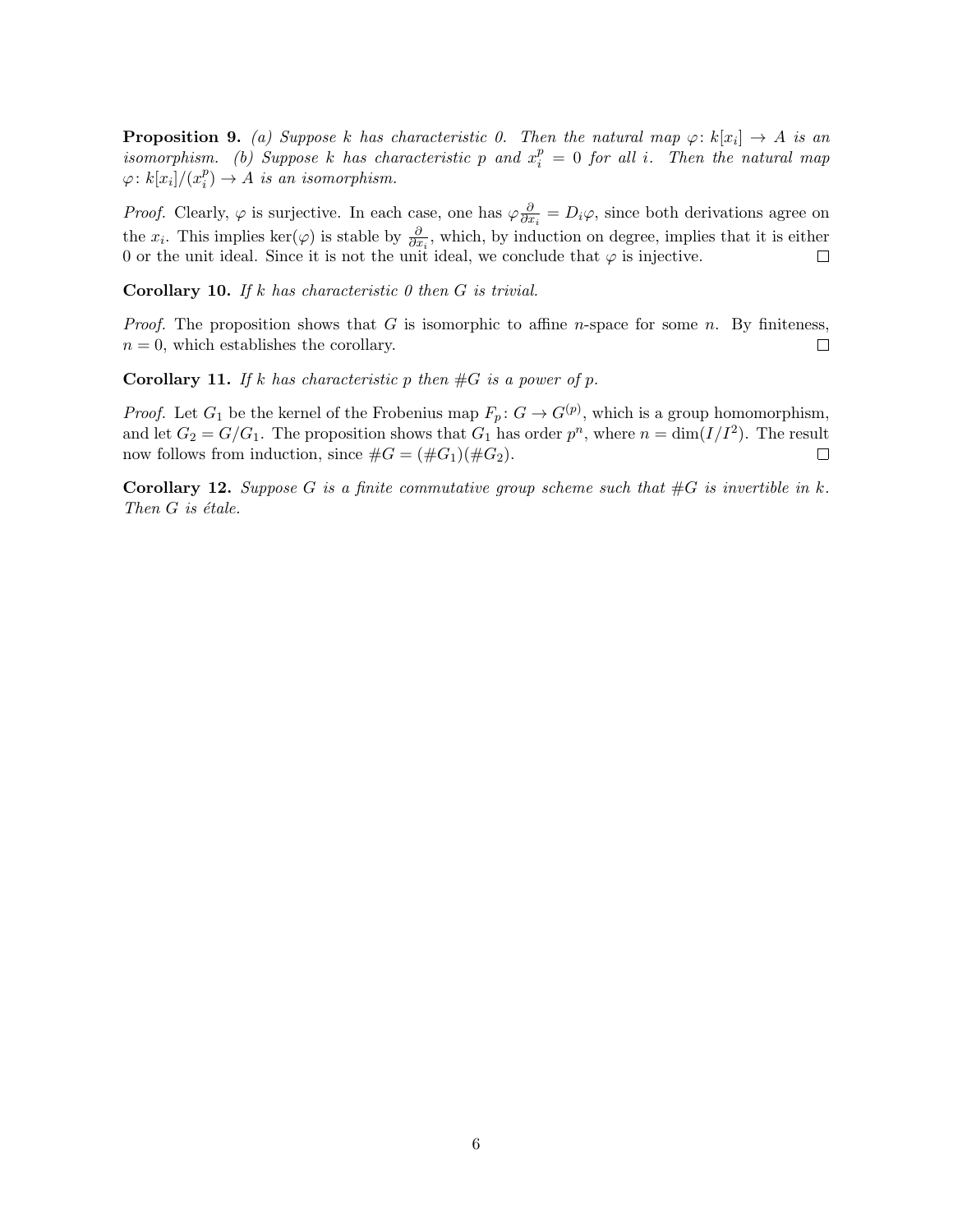**Proposition 9.** *(a) Suppose $k$ has characteristic 0. Then the natural map $\varphi\colon k[x_i] \to A$ is an isomorphism. (b) Suppose $k$ has characteristic $p$ and $x_i^p = 0$ for all $i$. Then the natural map $\varphi\colon k[x_i]/(x_i^p) \to A$ is an isomorphism.*

*Proof.* Clearly, $\varphi$ is surjective. In each case, one has $\varphi \frac{\partial}{\partial x_i} = D_i \varphi$, since both derivations agree on the $x_i$. This implies $\ker(\varphi)$ is stable by $\frac{\partial}{\partial x_i}$, which, by induction on degree, implies that it is either 0 or the unit ideal. Since it is not the unit ideal, we conclude that $\varphi$ is injective. □

**Corollary 10.** *If $k$ has characteristic 0 then $G$ is trivial.*

*Proof.* The proposition shows that $G$ is isomorphic to affine $n$-space for some $n$. By finiteness, $n = 0$, which establishes the corollary. □

**Corollary 11.** *If $k$ has characteristic $p$ then $\#G$ is a power of $p$.*

*Proof.* Let $G_1$ be the kernel of the Frobenius map $F_p\colon G \to G^{(p)}$, which is a group homomorphism, and let $G_2 = G/G_1$. The proposition shows that $G_1$ has order $p^n$, where $n = \dim(I/I^2)$. The result now follows from induction, since $\#G = (\#G_1)(\#G_2)$. □

**Corollary 12.** *Suppose $G$ is a finite commutative group scheme such that $\#G$ is invertible in $k$. Then $G$ is étale.*